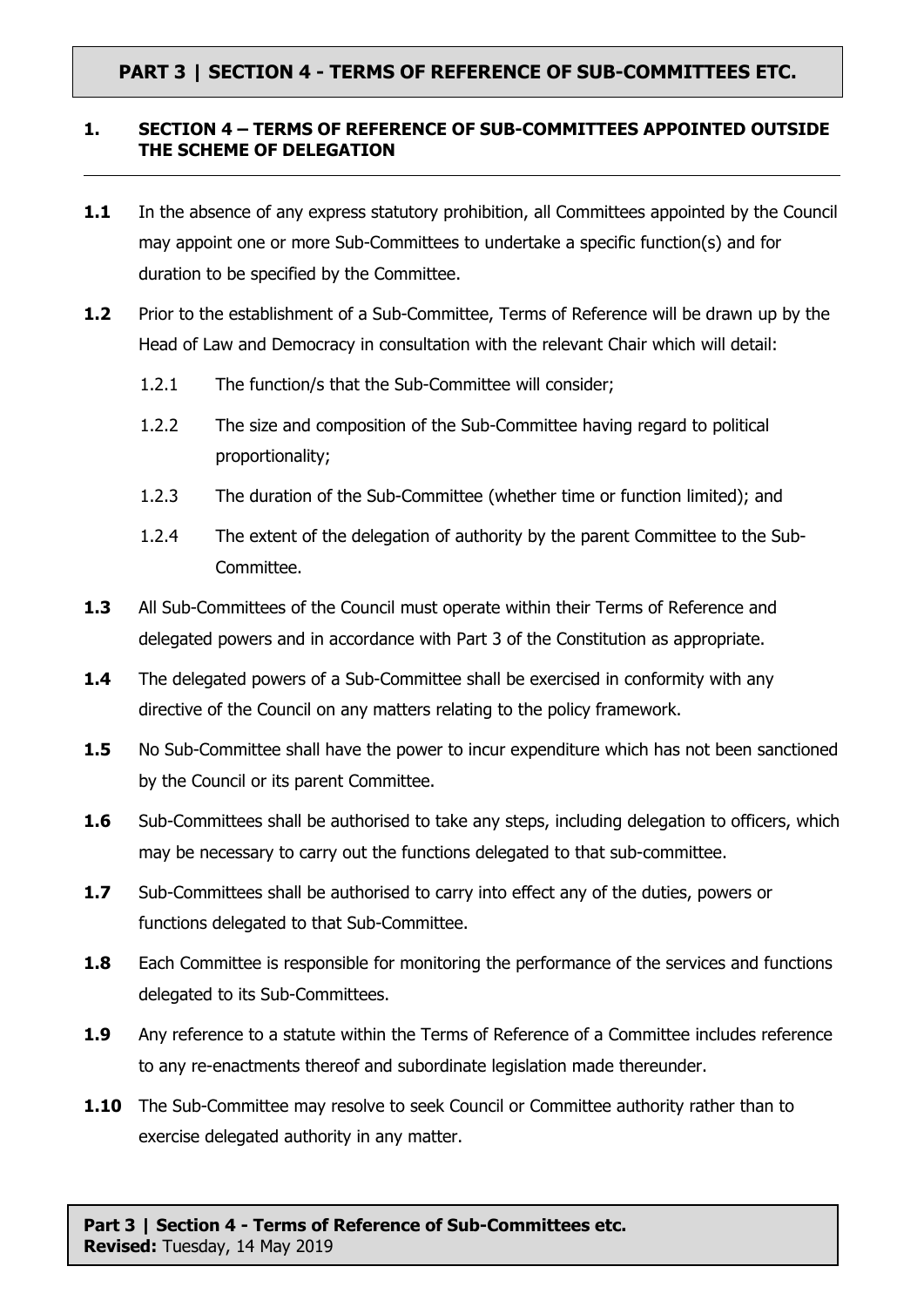# PART 3 | SECTION 4 - TERMS OF REFERENCE OF SUB-COMMITTEES ETC.

## 1. SECTION 4 – TERMS OF REFERENCE OF SUB-COMMITTEES APPOINTED OUTSIDE THE SCHEME OF DELEGATION

**1.1** In the absence of any express statutory prohibition, all Committees appointed by the Council may appoint one or more Sub-Committees to undertake a specific function(s) and for duration to be specified by the Committee.

**1.2** Prior to the establishment of a Sub-Committee, Terms of Reference will be drawn up by the Head of Law and Democracy in consultation with the relevant Chair which will detail:

- 1.2.1 The function/s that the Sub-Committee will consider;
- 1.2.2 The size and composition of the Sub-Committee having regard to political proportionality;
- 1.2.3 The duration of the Sub-Committee (whether time or function limited); and
- 1.2.4 The extent of the delegation of authority by the parent Committee to the Sub-Committee.

**1.3** All Sub-Committees of the Council must operate within their Terms of Reference and delegated powers and in accordance with Part 3 of the Constitution as appropriate.

**1.4** The delegated powers of a Sub-Committee shall be exercised in conformity with any directive of the Council on any matters relating to the policy framework.

**1.5** No Sub-Committee shall have the power to incur expenditure which has not been sanctioned by the Council or its parent Committee.

**1.6** Sub-Committees shall be authorised to take any steps, including delegation to officers, which may be necessary to carry out the functions delegated to that sub-committee.

**1.7** Sub-Committees shall be authorised to carry into effect any of the duties, powers or functions delegated to that Sub-Committee.

**1.8** Each Committee is responsible for monitoring the performance of the services and functions delegated to its Sub-Committees.

**1.9** Any reference to a statute within the Terms of Reference of a Committee includes reference to any re-enactments thereof and subordinate legislation made thereunder.

**1.10** The Sub-Committee may resolve to seek Council or Committee authority rather than to exercise delegated authority in any matter.